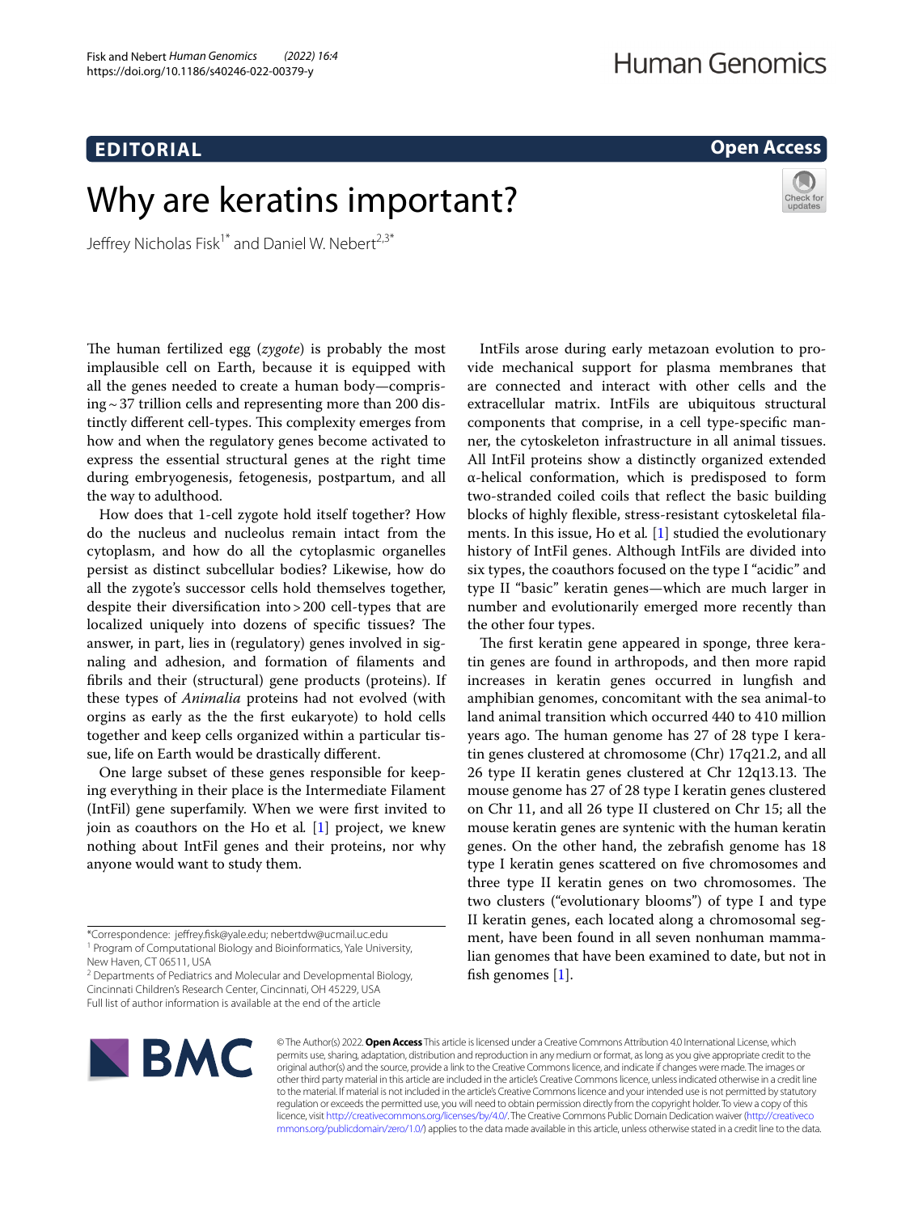EDITORIAL

Open Access

# Why are keratins important?

Jeffrey Nicholas Fisk[1*] and Daniel W. Nebert[2,3*]

The human fertilized egg (*zygote*) is probably the most implausible cell on Earth, because it is equipped with all the genes needed to create a human body—comprising ~ 37 trillion cells and representing more than 200 distinctly different cell-types. This complexity emerges from how and when the regulatory genes become activated to express the essential structural genes at the right time during embryogenesis, fetogenesis, postpartum, and all the way to adulthood.

How does that 1-cell zygote hold itself together? How do the nucleus and nucleolus remain intact from the cytoplasm, and how do all the cytoplasmic organelles persist as distinct subcellular bodies? Likewise, how do all the zygote's successor cells hold themselves together, despite their diversification into > 200 cell-types that are localized uniquely into dozens of specific tissues? The answer, in part, lies in (regulatory) genes involved in signaling and adhesion, and formation of filaments and fibrils and their (structural) gene products (proteins). If these types of *Animalia* proteins had not evolved (with orgins as early as the the first eukaryote) to hold cells together and keep cells organized within a particular tissue, life on Earth would be drastically different.

One large subset of these genes responsible for keeping everything in their place is the Intermediate Filament (IntFil) gene superfamily. When we were first invited to join as coauthors on the Ho et al. [1] project, we knew nothing about IntFil genes and their proteins, nor why anyone would want to study them.

IntFils arose during early metazoan evolution to provide mechanical support for plasma membranes that are connected and interact with other cells and the extracellular matrix. IntFils are ubiquitous structural components that comprise, in a cell type-specific manner, the cytoskeleton infrastructure in all animal tissues. All IntFil proteins show a distinctly organized extended α-helical conformation, which is predisposed to form two-stranded coiled coils that reflect the basic building blocks of highly flexible, stress-resistant cytoskeletal filaments. In this issue, Ho et al. [1] studied the evolutionary history of IntFil genes. Although IntFils are divided into six types, the coauthors focused on the type I "acidic" and type II "basic" keratin genes—which are much larger in number and evolutionarily emerged more recently than the other four types.

The first keratin gene appeared in sponge, three keratin genes are found in arthropods, and then more rapid increases in keratin genes occurred in lungfish and amphibian genomes, concomitant with the sea animal-to land animal transition which occurred 440 to 410 million years ago. The human genome has 27 of 28 type I keratin genes clustered at chromosome (Chr) 17q21.2, and all 26 type II keratin genes clustered at Chr 12q13.13. The mouse genome has 27 of 28 type I keratin genes clustered on Chr 11, and all 26 type II clustered on Chr 15; all the mouse keratin genes are syntenic with the human keratin genes. On the other hand, the zebrafish genome has 18 type I keratin genes scattered on five chromosomes and three type II keratin genes on two chromosomes. The two clusters ("evolutionary blooms") of type I and type II keratin genes, each located along a chromosomal segment, have been found in all seven nonhuman mammalian genomes that have been examined to date, but not in fish genomes [1].

*Correspondence: jeffrey.fisk@yale.edu; nebertdw@ucmail.uc.edu

[1] Program of Computational Biology and Bioinformatics, Yale University, New Haven, CT 06511, USA

[2] Departments of Pediatrics and Molecular and Developmental Biology, Cincinnati Children's Research Center, Cincinnati, OH 45229, USA

Full list of author information is available at the end of the article

© The Author(s) 2022. **Open Access** This article is licensed under a Creative Commons Attribution 4.0 International License, which permits use, sharing, adaptation, distribution and reproduction in any medium or format, as long as you give appropriate credit to the original author(s) and the source, provide a link to the Creative Commons licence, and indicate if changes were made. The images or other third party material in this article are included in the article's Creative Commons licence, unless indicated otherwise in a credit line to the material. If material is not included in the article's Creative Commons licence and your intended use is not permitted by statutory regulation or exceeds the permitted use, you will need to obtain permission directly from the copyright holder. To view a copy of this licence, visit http://creativecommons.org/licenses/by/4.0/. The Creative Commons Public Domain Dedication waiver (http://creativecommons.org/publicdomain/zero/1.0/) applies to the data made available in this article, unless otherwise stated in a credit line to the data.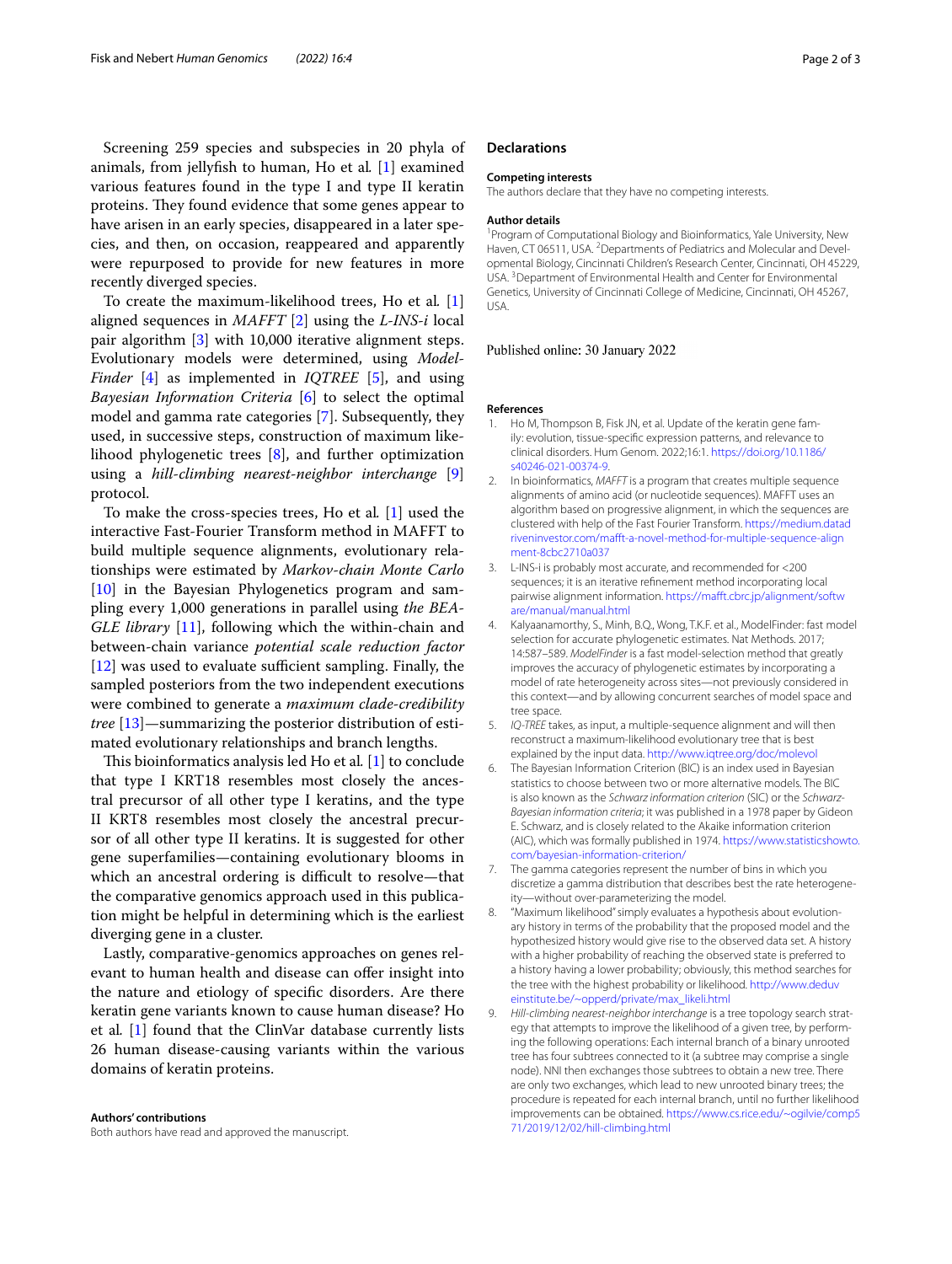Screening 259 species and subspecies in 20 phyla of animals, from jellyfish to human, Ho et al. [1] examined various features found in the type I and type II keratin proteins. They found evidence that some genes appear to have arisen in an early species, disappeared in a later species, and then, on occasion, reappeared and apparently were repurposed to provide for new features in more recently diverged species.

To create the maximum-likelihood trees, Ho et al. [1] aligned sequences in *MAFFT* [2] using the *L-INS-i* local pair algorithm [3] with 10,000 iterative alignment steps. Evolutionary models were determined, using *ModelFinder* [4] as implemented in *IQTREE* [5], and using *Bayesian Information Criteria* [6] to select the optimal model and gamma rate categories [7]. Subsequently, they used, in successive steps, construction of maximum likelihood phylogenetic trees [8], and further optimization using a *hill-climbing nearest-neighbor interchange* [9] protocol.

To make the cross-species trees, Ho et al. [1] used the interactive Fast-Fourier Transform method in MAFFT to build multiple sequence alignments, evolutionary relationships were estimated by *Markov-chain Monte Carlo* [10] in the Bayesian Phylogenetics program and sampling every 1,000 generations in parallel using *the BEAGLE library* [11], following which the within-chain and between-chain variance *potential scale reduction factor* [12] was used to evaluate sufficient sampling. Finally, the sampled posteriors from the two independent executions were combined to generate a *maximum clade-credibility tree* [13]—summarizing the posterior distribution of estimated evolutionary relationships and branch lengths.

This bioinformatics analysis led Ho et al. [1] to conclude that type I KRT18 resembles most closely the ancestral precursor of all other type I keratins, and the type II KRT8 resembles most closely the ancestral precursor of all other type II keratins. It is suggested for other gene superfamilies—containing evolutionary blooms in which an ancestral ordering is difficult to resolve—that the comparative genomics approach used in this publication might be helpful in determining which is the earliest diverging gene in a cluster.

Lastly, comparative-genomics approaches on genes relevant to human health and disease can offer insight into the nature and etiology of specific disorders. Are there keratin gene variants known to cause human disease? Ho et al. [1] found that the ClinVar database currently lists 26 human disease-causing variants within the various domains of keratin proteins.

#### Authors' contributions
Both authors have read and approved the manuscript.

## Declarations

#### Competing interests
The authors declare that they have no competing interests.

#### Author details
[1]Program of Computational Biology and Bioinformatics, Yale University, New Haven, CT 06511, USA. [2]Departments of Pediatrics and Molecular and Developmental Biology, Cincinnati Children's Research Center, Cincinnati, OH 45229, USA. [3]Department of Environmental Health and Center for Environmental Genetics, University of Cincinnati College of Medicine, Cincinnati, OH 45267, USA.

Published online: 30 January 2022

#### References
1. Ho M, Thompson B, Fisk JN, et al. Update of the keratin gene family: evolution, tissue-specific expression patterns, and relevance to clinical disorders. Hum Genom. 2022;16:1. https://doi.org/10.1186/s40246-021-00374-9.
2. In bioinformatics, *MAFFT* is a program that creates multiple sequence alignments of amino acid (or nucleotide sequences). MAFFT uses an algorithm based on progressive alignment, in which the sequences are clustered with help of the Fast Fourier Transform. https://medium.datadriveninvestor.com/mafft-a-novel-method-for-multiple-sequence-alignment-8cbc2710a037
3. L-INS-i is probably most accurate, and recommended for <200 sequences; it is an iterative refinement method incorporating local pairwise alignment information. https://mafft.cbrc.jp/alignment/software/manual/manual.html
4. Kalyaanamorthy, S., Minh, B.Q., Wong, T.K.F. et al., ModelFinder: fast model selection for accurate phylogenetic estimates. Nat Methods. 2017; 14:587–589. *ModelFinder* is a fast model-selection method that greatly improves the accuracy of phylogenetic estimates by incorporating a model of rate heterogeneity across sites—not previously considered in this context—and by allowing concurrent searches of model space and tree space.
5. *IQ-TREE* takes, as input, a multiple-sequence alignment and will then reconstruct a maximum-likelihood evolutionary tree that is best explained by the input data. http://www.iqtree.org/doc/molevol
6. The Bayesian Information Criterion (BIC) is an index used in Bayesian statistics to choose between two or more alternative models. The BIC is also known as the *Schwarz information criterion* (SIC) or the *Schwarz-Bayesian information criteria*; it was published in a 1978 paper by Gideon E. Schwarz, and is closely related to the Akaike information criterion (AIC), which was formally published in 1974. https://www.statisticshowto.com/bayesian-information-criterion/
7. The gamma categories represent the number of bins in which you discretize a gamma distribution that describes best the rate heterogeneity—without over-parameterizing the model.
8. "Maximum likelihood" simply evaluates a hypothesis about evolutionary history in terms of the probability that the proposed model and the hypothesized history would give rise to the observed data set. A history with a higher probability of reaching the observed state is preferred to a history having a lower probability; obviously, this method searches for the tree with the highest probability or likelihood. http://www.deduveinstitute.be/~opperd/private/max_likeli.html
9. *Hill-climbing nearest-neighbor interchange* is a tree topology search strategy that attempts to improve the likelihood of a given tree, by performing the following operations: Each internal branch of a binary unrooted tree has four subtrees connected to it (a subtree may comprise a single node). NNI then exchanges those subtrees to obtain a new tree. There are only two exchanges, which lead to new unrooted binary trees; the procedure is repeated for each internal branch, until no further likelihood improvements can be obtained. https://www.cs.rice.edu/~ogilvie/comp571/2019/12/02/hill-climbing.html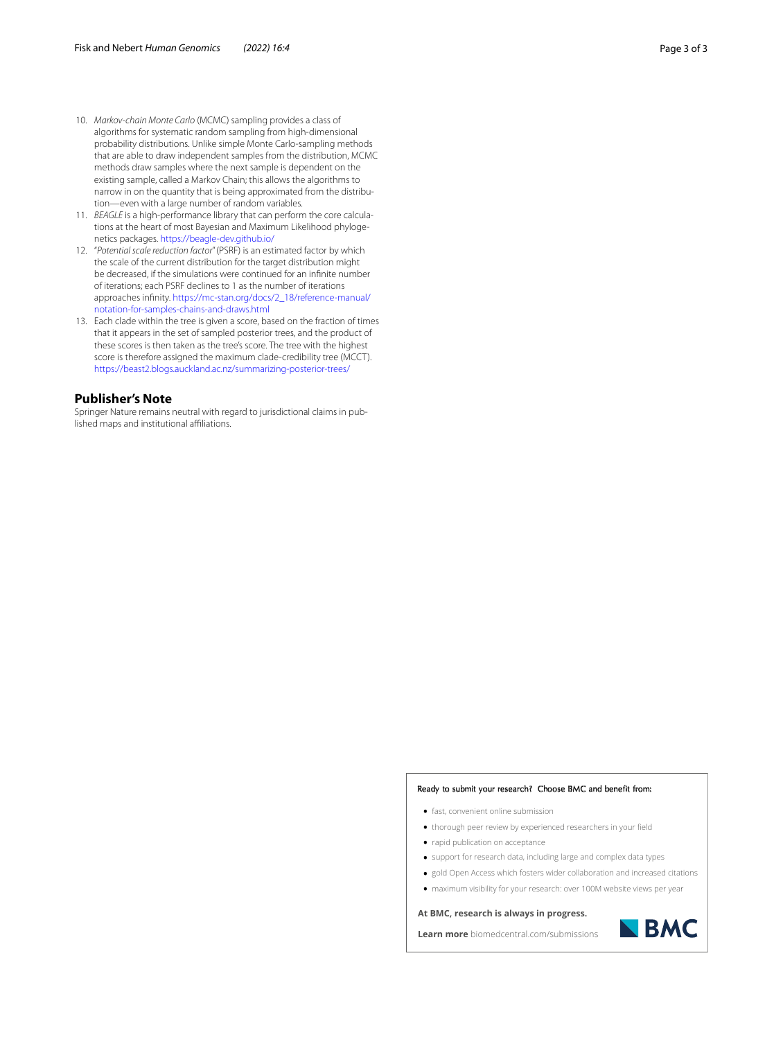10. *Markov-chain Monte Carlo* (MCMC) sampling provides a class of algorithms for systematic random sampling from high-dimensional probability distributions. Unlike simple Monte Carlo-sampling methods that are able to draw independent samples from the distribution, MCMC methods draw samples where the next sample is dependent on the existing sample, called a Markov Chain; this allows the algorithms to narrow in on the quantity that is being approximated from the distribution—even with a large number of random variables.
11. *BEAGLE* is a high-performance library that can perform the core calculations at the heart of most Bayesian and Maximum Likelihood phylogenetics packages. https://beagle-dev.github.io/
12. "*Potential scale reduction factor*" (PSRF) is an estimated factor by which the scale of the current distribution for the target distribution might be decreased, if the simulations were continued for an infinite number of iterations; each PSRF declines to 1 as the number of iterations approaches infinity. https://mc-stan.org/docs/2_18/reference-manual/notation-for-samples-chains-and-draws.html
13. Each clade within the tree is given a score, based on the fraction of times that it appears in the set of sampled posterior trees, and the product of these scores is then taken as the tree's score. The tree with the highest score is therefore assigned the maximum clade-credibility tree (MCCT). https://beast2.blogs.auckland.ac.nz/summarizing-posterior-trees/

## Publisher's Note

Springer Nature remains neutral with regard to jurisdictional claims in published maps and institutional affiliations.

Ready to submit your research? Choose BMC and benefit from:

- fast, convenient online submission
- thorough peer review by experienced researchers in your field
- rapid publication on acceptance
- support for research data, including large and complex data types
- gold Open Access which fosters wider collaboration and increased citations
- maximum visibility for your research: over 100M website views per year

**At BMC, research is always in progress.**

**Learn more** biomedcentral.com/submissions

BMC